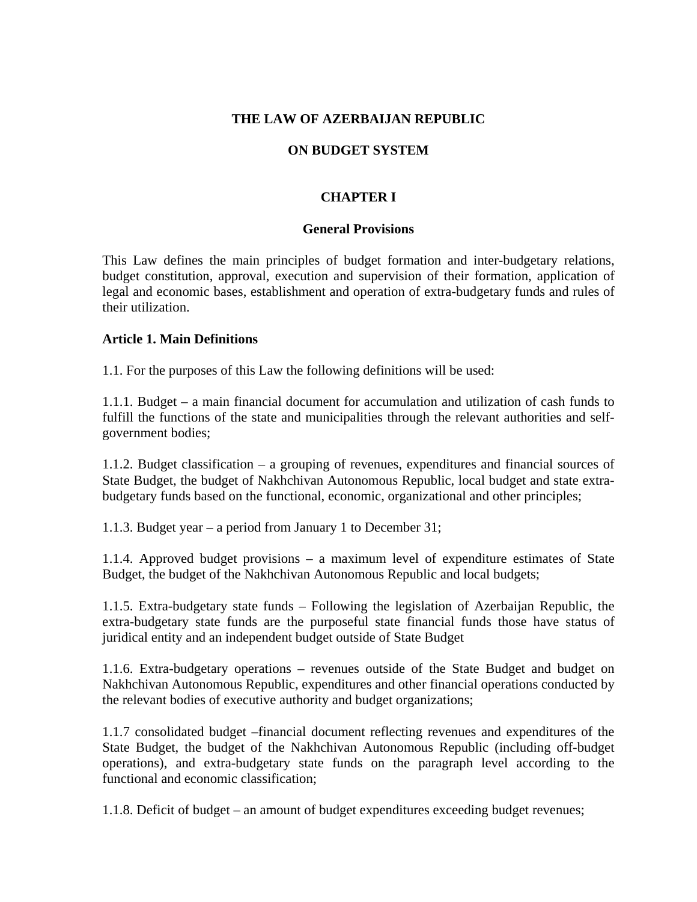# THE LAW OF AZERBAIJAN REPUBLIC

# ON BUDGET SYSTEM

## CHAPTER I

### General Provisions

This Law defines the main principles of budget formation and inter-budgetary relations, budget constitution, approval, execution and supervision of their formation, application of legal and economic bases, establishment and operation of extra-budgetary funds and rules of their utilization.

**Article 1. Main Definitions**

1.1. For the purposes of this Law the following definitions will be used:

1.1.1. Budget – a main financial document for accumulation and utilization of cash funds to fulfill the functions of the state and municipalities through the relevant authorities and self-government bodies;

1.1.2. Budget classification – a grouping of revenues, expenditures and financial sources of State Budget, the budget of Nakhchivan Autonomous Republic, local budget and state extra-budgetary funds based on the functional, economic, organizational and other principles;

1.1.3. Budget year – a period from January 1 to December 31;

1.1.4. Approved budget provisions – a maximum level of expenditure estimates of State Budget, the budget of the Nakhchivan Autonomous Republic and local budgets;

1.1.5. Extra-budgetary state funds – Following the legislation of Azerbaijan Republic, the extra-budgetary state funds are the purposeful state financial funds those have status of juridical entity and an independent budget outside of State Budget

1.1.6. Extra-budgetary operations – revenues outside of the State Budget and budget on Nakhchivan Autonomous Republic, expenditures and other financial operations conducted by the relevant bodies of executive authority and budget organizations;

1.1.7 consolidated budget –financial document reflecting revenues and expenditures of the State Budget, the budget of the Nakhchivan Autonomous Republic (including off-budget operations), and extra-budgetary state funds on the paragraph level according to the functional and economic classification;

1.1.8. Deficit of budget – an amount of budget expenditures exceeding budget revenues;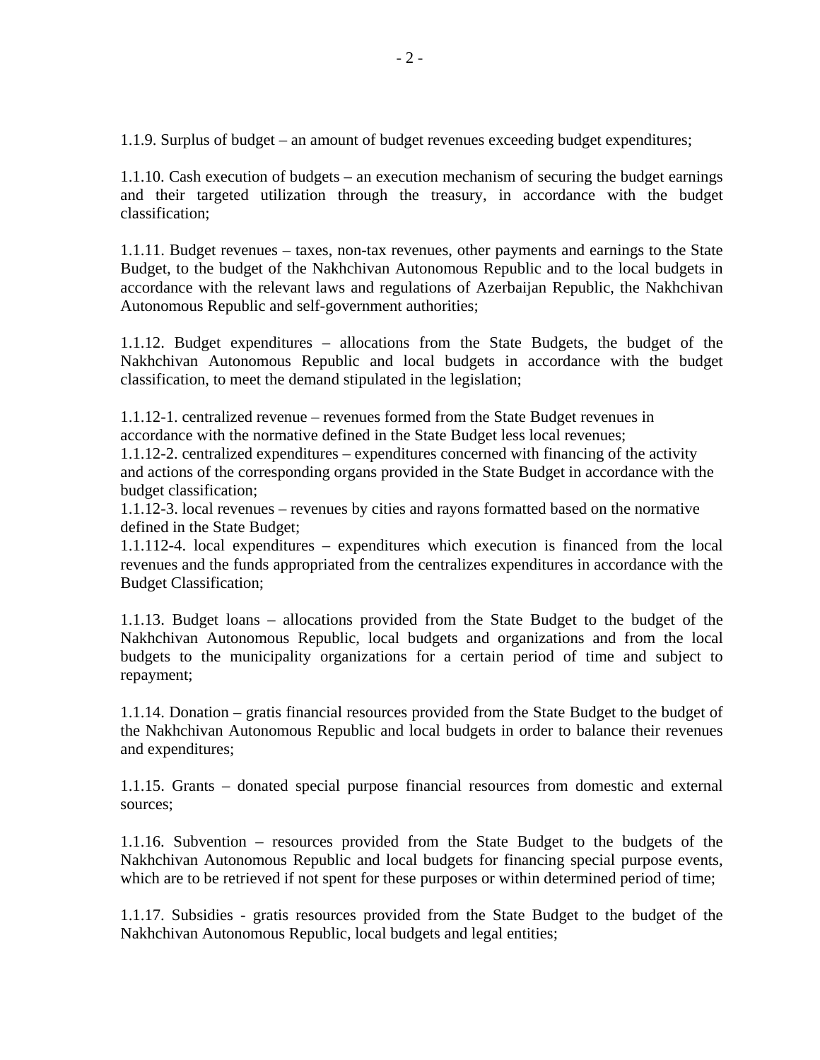1.1.9. Surplus of budget – an amount of budget revenues exceeding budget expenditures;

1.1.10. Cash execution of budgets – an execution mechanism of securing the budget earnings and their targeted utilization through the treasury, in accordance with the budget classification;

1.1.11. Budget revenues – taxes, non-tax revenues, other payments and earnings to the State Budget, to the budget of the Nakhchivan Autonomous Republic and to the local budgets in accordance with the relevant laws and regulations of Azerbaijan Republic, the Nakhchivan Autonomous Republic and self-government authorities;

1.1.12. Budget expenditures – allocations from the State Budgets, the budget of the Nakhchivan Autonomous Republic and local budgets in accordance with the budget classification, to meet the demand stipulated in the legislation;

1.1.12-1. centralized revenue – revenues formed from the State Budget revenues in accordance with the normative defined in the State Budget less local revenues;
1.1.12-2. centralized expenditures – expenditures concerned with financing of the activity and actions of the corresponding organs provided in the State Budget in accordance with the budget classification;
1.1.12-3. local revenues – revenues by cities and rayons formatted based on the normative defined in the State Budget;
1.1.112-4. local expenditures – expenditures which execution is financed from the local revenues and the funds appropriated from the centralizes expenditures in accordance with the Budget Classification;

1.1.13. Budget loans – allocations provided from the State Budget to the budget of the Nakhchivan Autonomous Republic, local budgets and organizations and from the local budgets to the municipality organizations for a certain period of time and subject to repayment;

1.1.14. Donation – gratis financial resources provided from the State Budget to the budget of the Nakhchivan Autonomous Republic and local budgets in order to balance their revenues and expenditures;

1.1.15. Grants – donated special purpose financial resources from domestic and external sources;

1.1.16. Subvention – resources provided from the State Budget to the budgets of the Nakhchivan Autonomous Republic and local budgets for financing special purpose events, which are to be retrieved if not spent for these purposes or within determined period of time;

1.1.17. Subsidies - gratis resources provided from the State Budget to the budget of the Nakhchivan Autonomous Republic, local budgets and legal entities;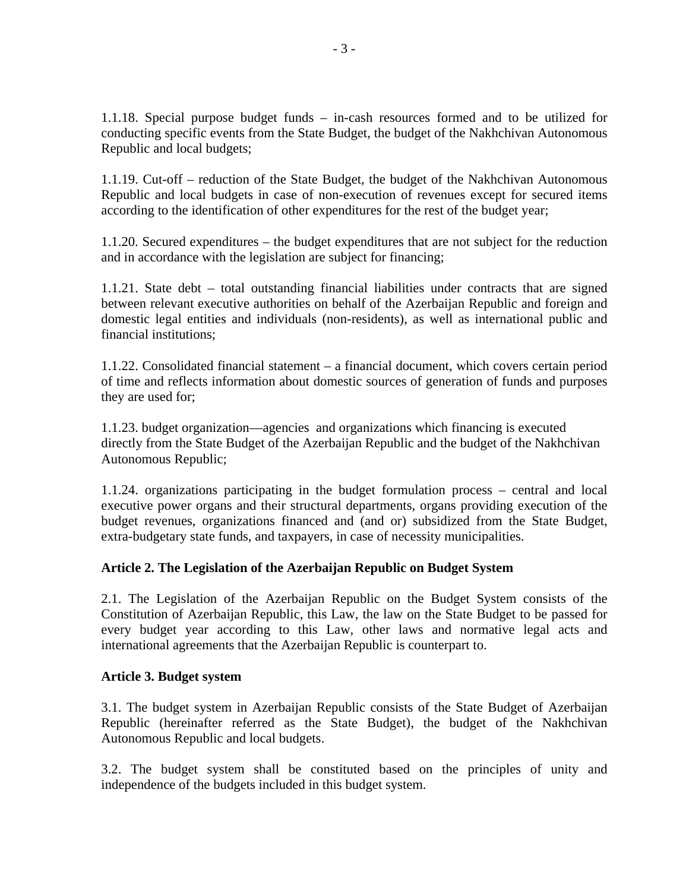1.1.18. Special purpose budget funds – in-cash resources formed and to be utilized for conducting specific events from the State Budget, the budget of the Nakhchivan Autonomous Republic and local budgets;

1.1.19. Cut-off – reduction of the State Budget, the budget of the Nakhchivan Autonomous Republic and local budgets in case of non-execution of revenues except for secured items according to the identification of other expenditures for the rest of the budget year;

1.1.20. Secured expenditures – the budget expenditures that are not subject for the reduction and in accordance with the legislation are subject for financing;

1.1.21. State debt – total outstanding financial liabilities under contracts that are signed between relevant executive authorities on behalf of the Azerbaijan Republic and foreign and domestic legal entities and individuals (non-residents), as well as international public and financial institutions;

1.1.22. Consolidated financial statement – a financial document, which covers certain period of time and reflects information about domestic sources of generation of funds and purposes they are used for;

1.1.23. budget organization—agencies and organizations which financing is executed directly from the State Budget of the Azerbaijan Republic and the budget of the Nakhchivan Autonomous Republic;

1.1.24. organizations participating in the budget formulation process – central and local executive power organs and their structural departments, organs providing execution of the budget revenues, organizations financed and (and or) subsidized from the State Budget, extra-budgetary state funds, and taxpayers, in case of necessity municipalities.

**Article 2. The Legislation of the Azerbaijan Republic on Budget System**

2.1. The Legislation of the Azerbaijan Republic on the Budget System consists of the Constitution of Azerbaijan Republic, this Law, the law on the State Budget to be passed for every budget year according to this Law, other laws and normative legal acts and international agreements that the Azerbaijan Republic is counterpart to.

**Article 3. Budget system**

3.1. The budget system in Azerbaijan Republic consists of the State Budget of Azerbaijan Republic (hereinafter referred as the State Budget), the budget of the Nakhchivan Autonomous Republic and local budgets.

3.2. The budget system shall be constituted based on the principles of unity and independence of the budgets included in this budget system.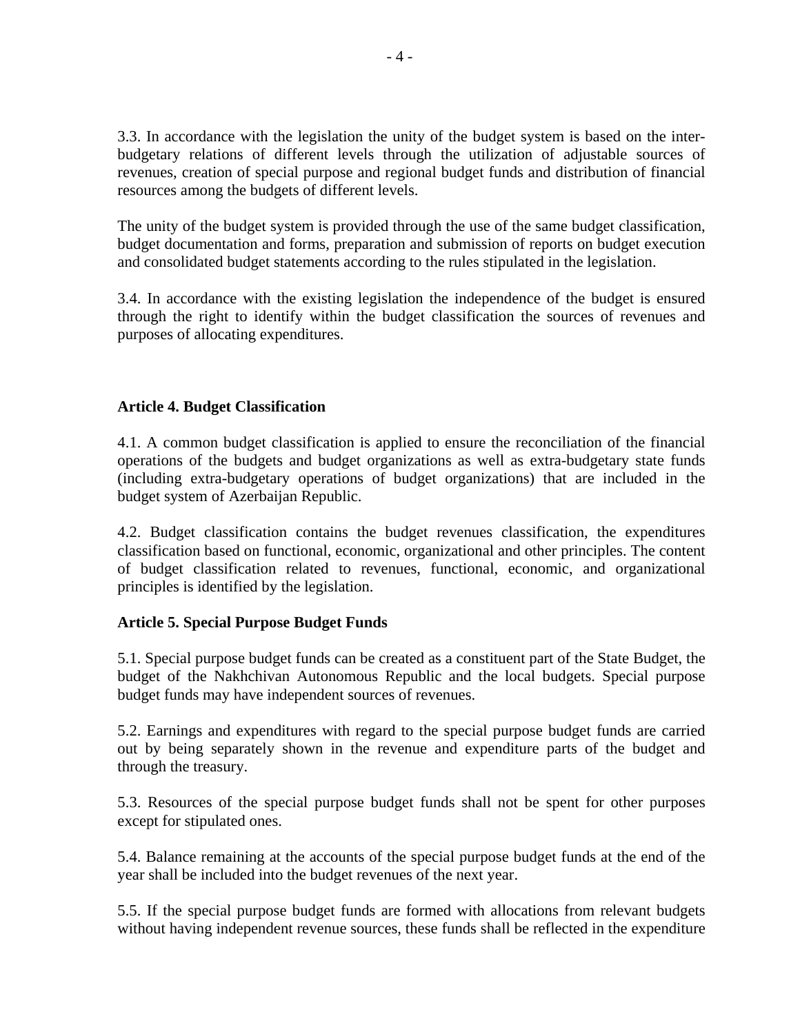3.3. In accordance with the legislation the unity of the budget system is based on the inter-budgetary relations of different levels through the utilization of adjustable sources of revenues, creation of special purpose and regional budget funds and distribution of financial resources among the budgets of different levels.

The unity of the budget system is provided through the use of the same budget classification, budget documentation and forms, preparation and submission of reports on budget execution and consolidated budget statements according to the rules stipulated in the legislation.

3.4. In accordance with the existing legislation the independence of the budget is ensured through the right to identify within the budget classification the sources of revenues and purposes of allocating expenditures.

**Article 4. Budget Classification**

4.1. A common budget classification is applied to ensure the reconciliation of the financial operations of the budgets and budget organizations as well as extra-budgetary state funds (including extra-budgetary operations of budget organizations) that are included in the budget system of Azerbaijan Republic.

4.2. Budget classification contains the budget revenues classification, the expenditures classification based on functional, economic, organizational and other principles. The content of budget classification related to revenues, functional, economic, and organizational principles is identified by the legislation.

**Article 5. Special Purpose Budget Funds**

5.1. Special purpose budget funds can be created as a constituent part of the State Budget, the budget of the Nakhchivan Autonomous Republic and the local budgets. Special purpose budget funds may have independent sources of revenues.

5.2. Earnings and expenditures with regard to the special purpose budget funds are carried out by being separately shown in the revenue and expenditure parts of the budget and through the treasury.

5.3. Resources of the special purpose budget funds shall not be spent for other purposes except for stipulated ones.

5.4. Balance remaining at the accounts of the special purpose budget funds at the end of the year shall be included into the budget revenues of the next year.

5.5. If the special purpose budget funds are formed with allocations from relevant budgets without having independent revenue sources, these funds shall be reflected in the expenditure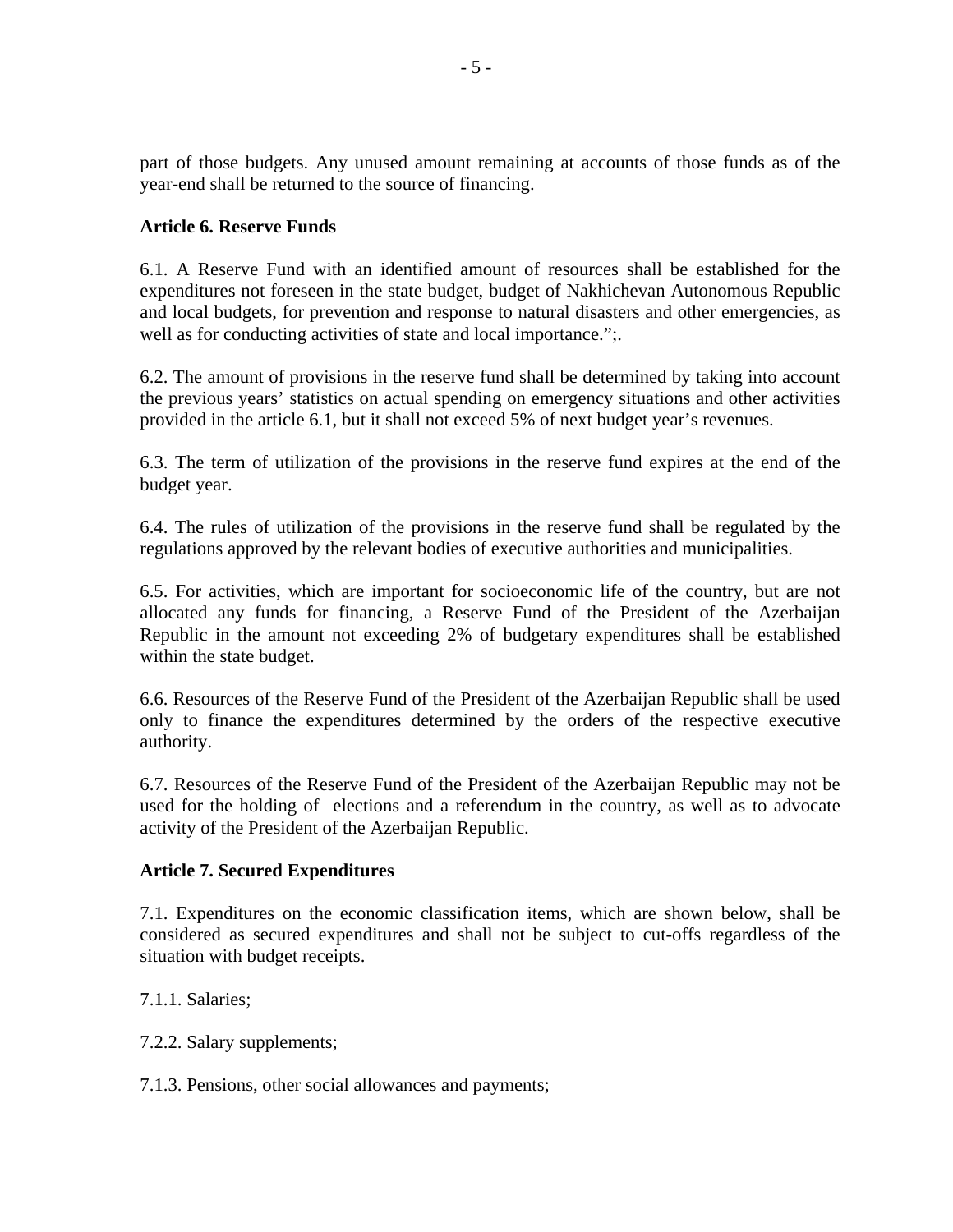part of those budgets. Any unused amount remaining at accounts of those funds as of the year-end shall be returned to the source of financing.

**Article 6. Reserve Funds**

6.1. A Reserve Fund with an identified amount of resources shall be established for the expenditures not foreseen in the state budget, budget of Nakhichevan Autonomous Republic and local budgets, for prevention and response to natural disasters and other emergencies, as well as for conducting activities of state and local importance.";.

6.2. The amount of provisions in the reserve fund shall be determined by taking into account the previous years' statistics on actual spending on emergency situations and other activities provided in the article 6.1, but it shall not exceed 5% of next budget year's revenues.

6.3. The term of utilization of the provisions in the reserve fund expires at the end of the budget year.

6.4. The rules of utilization of the provisions in the reserve fund shall be regulated by the regulations approved by the relevant bodies of executive authorities and municipalities.

6.5. For activities, which are important for socioeconomic life of the country, but are not allocated any funds for financing, a Reserve Fund of the President of the Azerbaijan Republic in the amount not exceeding 2% of budgetary expenditures shall be established within the state budget.

6.6. Resources of the Reserve Fund of the President of the Azerbaijan Republic shall be used only to finance the expenditures determined by the orders of the respective executive authority.

6.7. Resources of the Reserve Fund of the President of the Azerbaijan Republic may not be used for the holding of elections and a referendum in the country, as well as to advocate activity of the President of the Azerbaijan Republic.

**Article 7. Secured Expenditures**

7.1. Expenditures on the economic classification items, which are shown below, shall be considered as secured expenditures and shall not be subject to cut-offs regardless of the situation with budget receipts.

7.1.1. Salaries;

7.2.2. Salary supplements;

7.1.3. Pensions, other social allowances and payments;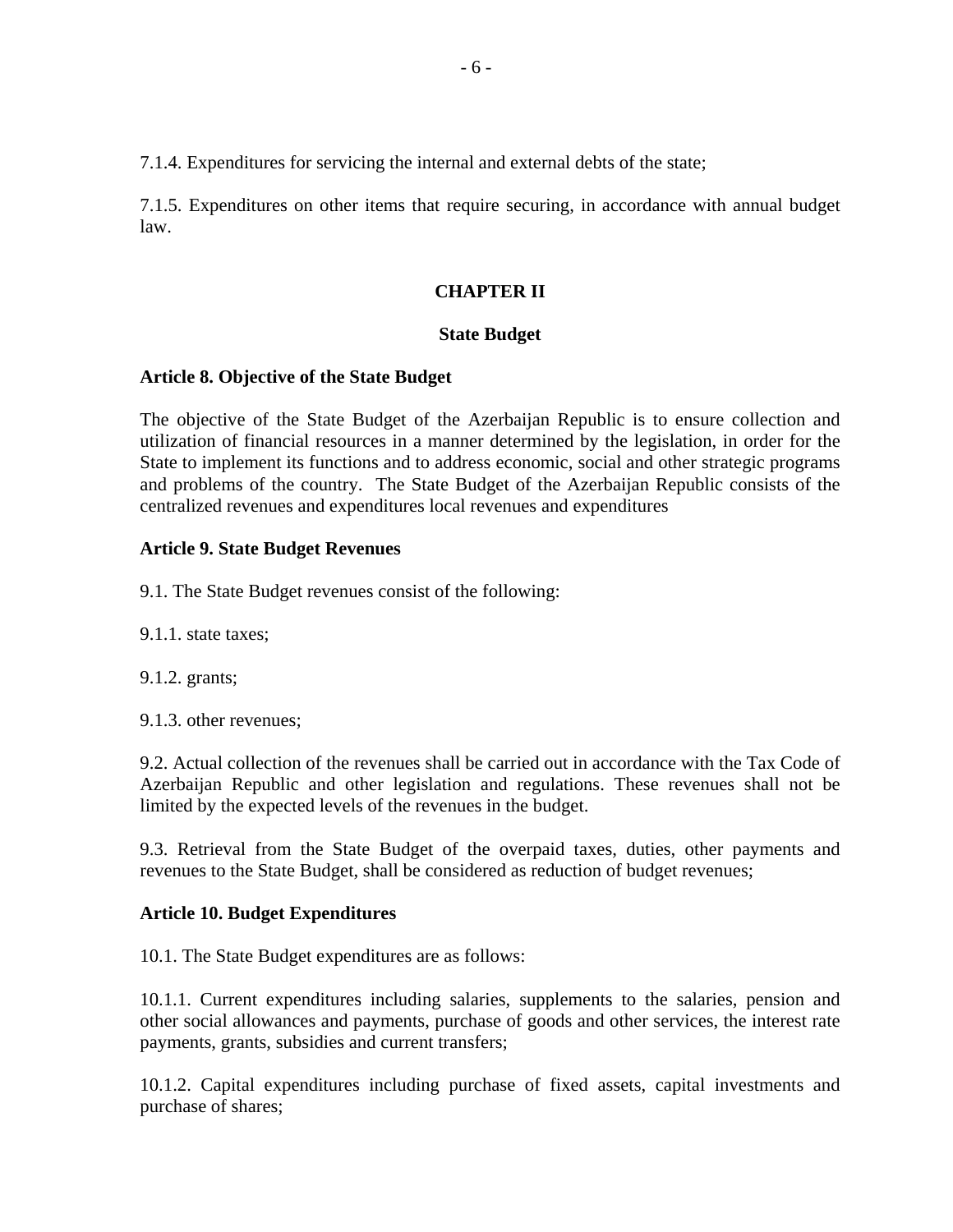7.1.4. Expenditures for servicing the internal and external debts of the state;

7.1.5. Expenditures on other items that require securing, in accordance with annual budget law.

## CHAPTER II

## State Budget

### Article 8. Objective of the State Budget

The objective of the State Budget of the Azerbaijan Republic is to ensure collection and utilization of financial resources in a manner determined by the legislation, in order for the State to implement its functions and to address economic, social and other strategic programs and problems of the country. The State Budget of the Azerbaijan Republic consists of the centralized revenues and expenditures local revenues and expenditures

### Article 9. State Budget Revenues

9.1. The State Budget revenues consist of the following:

9.1.1. state taxes;

9.1.2. grants;

9.1.3. other revenues;

9.2. Actual collection of the revenues shall be carried out in accordance with the Tax Code of Azerbaijan Republic and other legislation and regulations. These revenues shall not be limited by the expected levels of the revenues in the budget.

9.3. Retrieval from the State Budget of the overpaid taxes, duties, other payments and revenues to the State Budget, shall be considered as reduction of budget revenues;

### Article 10. Budget Expenditures

10.1. The State Budget expenditures are as follows:

10.1.1. Current expenditures including salaries, supplements to the salaries, pension and other social allowances and payments, purchase of goods and other services, the interest rate payments, grants, subsidies and current transfers;

10.1.2. Capital expenditures including purchase of fixed assets, capital investments and purchase of shares;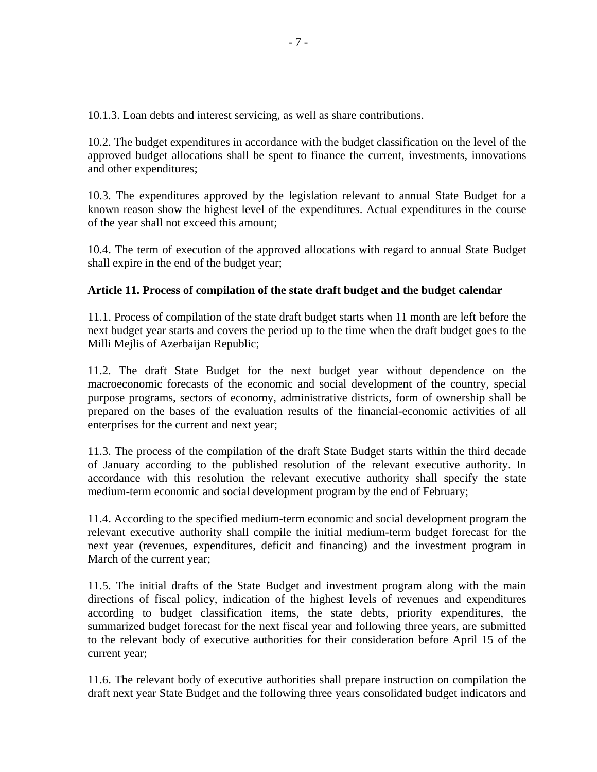10.1.3. Loan debts and interest servicing, as well as share contributions.

10.2. The budget expenditures in accordance with the budget classification on the level of the approved budget allocations shall be spent to finance the current, investments, innovations and other expenditures;

10.3. The expenditures approved by the legislation relevant to annual State Budget for a known reason show the highest level of the expenditures. Actual expenditures in the course of the year shall not exceed this amount;

10.4. The term of execution of the approved allocations with regard to annual State Budget shall expire in the end of the budget year;

**Article 11. Process of compilation of the state draft budget and the budget calendar**

11.1. Process of compilation of the state draft budget starts when 11 month are left before the next budget year starts and covers the period up to the time when the draft budget goes to the Milli Mejlis of Azerbaijan Republic;

11.2. The draft State Budget for the next budget year without dependence on the macroeconomic forecasts of the economic and social development of the country, special purpose programs, sectors of economy, administrative districts, form of ownership shall be prepared on the bases of the evaluation results of the financial-economic activities of all enterprises for the current and next year;

11.3. The process of the compilation of the draft State Budget starts within the third decade of January according to the published resolution of the relevant executive authority. In accordance with this resolution the relevant executive authority shall specify the state medium-term economic and social development program by the end of February;

11.4. According to the specified medium-term economic and social development program the relevant executive authority shall compile the initial medium-term budget forecast for the next year (revenues, expenditures, deficit and financing) and the investment program in March of the current year;

11.5. The initial drafts of the State Budget and investment program along with the main directions of fiscal policy, indication of the highest levels of revenues and expenditures according to budget classification items, the state debts, priority expenditures, the summarized budget forecast for the next fiscal year and following three years, are submitted to the relevant body of executive authorities for their consideration before April 15 of the current year;

11.6. The relevant body of executive authorities shall prepare instruction on compilation the draft next year State Budget and the following three years consolidated budget indicators and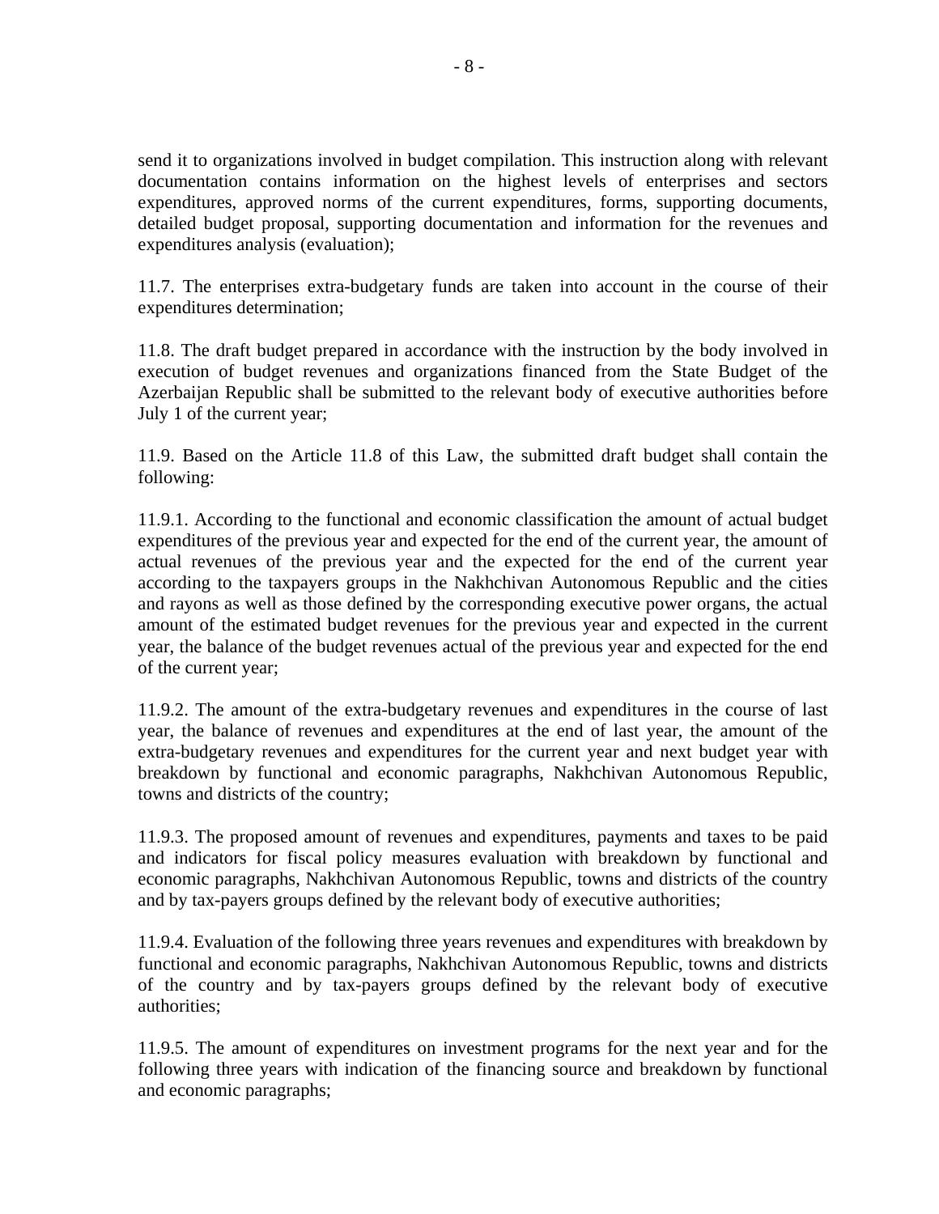send it to organizations involved in budget compilation. This instruction along with relevant documentation contains information on the highest levels of enterprises and sectors expenditures, approved norms of the current expenditures, forms, supporting documents, detailed budget proposal, supporting documentation and information for the revenues and expenditures analysis (evaluation);

11.7. The enterprises extra-budgetary funds are taken into account in the course of their expenditures determination;

11.8. The draft budget prepared in accordance with the instruction by the body involved in execution of budget revenues and organizations financed from the State Budget of the Azerbaijan Republic shall be submitted to the relevant body of executive authorities before July 1 of the current year;

11.9. Based on the Article 11.8 of this Law, the submitted draft budget shall contain the following:

11.9.1. According to the functional and economic classification the amount of actual budget expenditures of the previous year and expected for the end of the current year, the amount of actual revenues of the previous year and the expected for the end of the current year according to the taxpayers groups in the Nakhchivan Autonomous Republic and the cities and rayons as well as those defined by the corresponding executive power organs, the actual amount of the estimated budget revenues for the previous year and expected in the current year, the balance of the budget revenues actual of the previous year and expected for the end of the current year;

11.9.2. The amount of the extra-budgetary revenues and expenditures in the course of last year, the balance of revenues and expenditures at the end of last year, the amount of the extra-budgetary revenues and expenditures for the current year and next budget year with breakdown by functional and economic paragraphs, Nakhchivan Autonomous Republic, towns and districts of the country;

11.9.3. The proposed amount of revenues and expenditures, payments and taxes to be paid and indicators for fiscal policy measures evaluation with breakdown by functional and economic paragraphs, Nakhchivan Autonomous Republic, towns and districts of the country and by tax-payers groups defined by the relevant body of executive authorities;

11.9.4. Evaluation of the following three years revenues and expenditures with breakdown by functional and economic paragraphs, Nakhchivan Autonomous Republic, towns and districts of the country and by tax-payers groups defined by the relevant body of executive authorities;

11.9.5. The amount of expenditures on investment programs for the next year and for the following three years with indication of the financing source and breakdown by functional and economic paragraphs;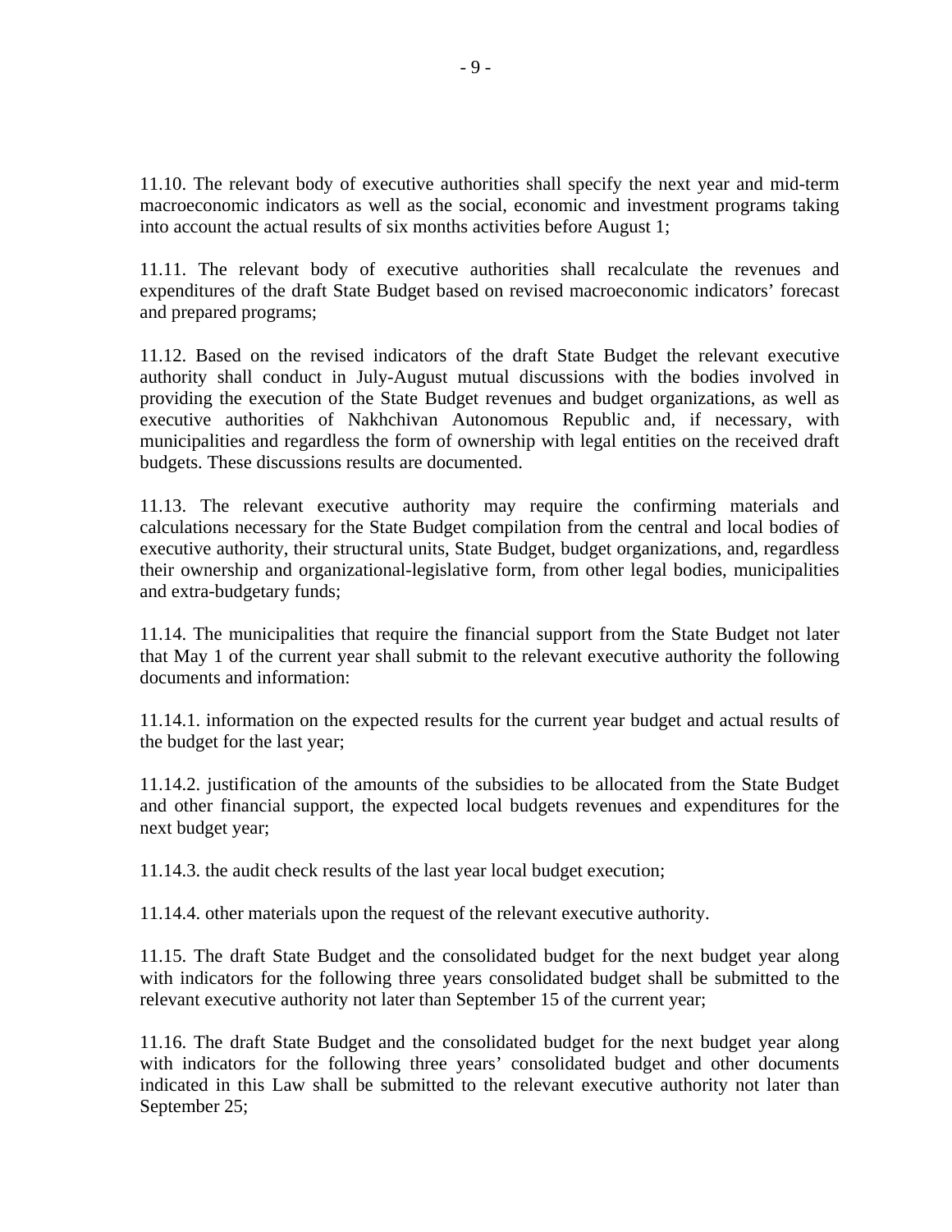11.10. The relevant body of executive authorities shall specify the next year and mid-term macroeconomic indicators as well as the social, economic and investment programs taking into account the actual results of six months activities before August 1;

11.11. The relevant body of executive authorities shall recalculate the revenues and expenditures of the draft State Budget based on revised macroeconomic indicators' forecast and prepared programs;

11.12. Based on the revised indicators of the draft State Budget the relevant executive authority shall conduct in July-August mutual discussions with the bodies involved in providing the execution of the State Budget revenues and budget organizations, as well as executive authorities of Nakhchivan Autonomous Republic and, if necessary, with municipalities and regardless the form of ownership with legal entities on the received draft budgets. These discussions results are documented.

11.13. The relevant executive authority may require the confirming materials and calculations necessary for the State Budget compilation from the central and local bodies of executive authority, their structural units, State Budget, budget organizations, and, regardless their ownership and organizational-legislative form, from other legal bodies, municipalities and extra-budgetary funds;

11.14. The municipalities that require the financial support from the State Budget not later that May 1 of the current year shall submit to the relevant executive authority the following documents and information:

11.14.1. information on the expected results for the current year budget and actual results of the budget for the last year;

11.14.2. justification of the amounts of the subsidies to be allocated from the State Budget and other financial support, the expected local budgets revenues and expenditures for the next budget year;

11.14.3. the audit check results of the last year local budget execution;

11.14.4. other materials upon the request of the relevant executive authority.

11.15. The draft State Budget and the consolidated budget for the next budget year along with indicators for the following three years consolidated budget shall be submitted to the relevant executive authority not later than September 15 of the current year;

11.16. The draft State Budget and the consolidated budget for the next budget year along with indicators for the following three years' consolidated budget and other documents indicated in this Law shall be submitted to the relevant executive authority not later than September 25;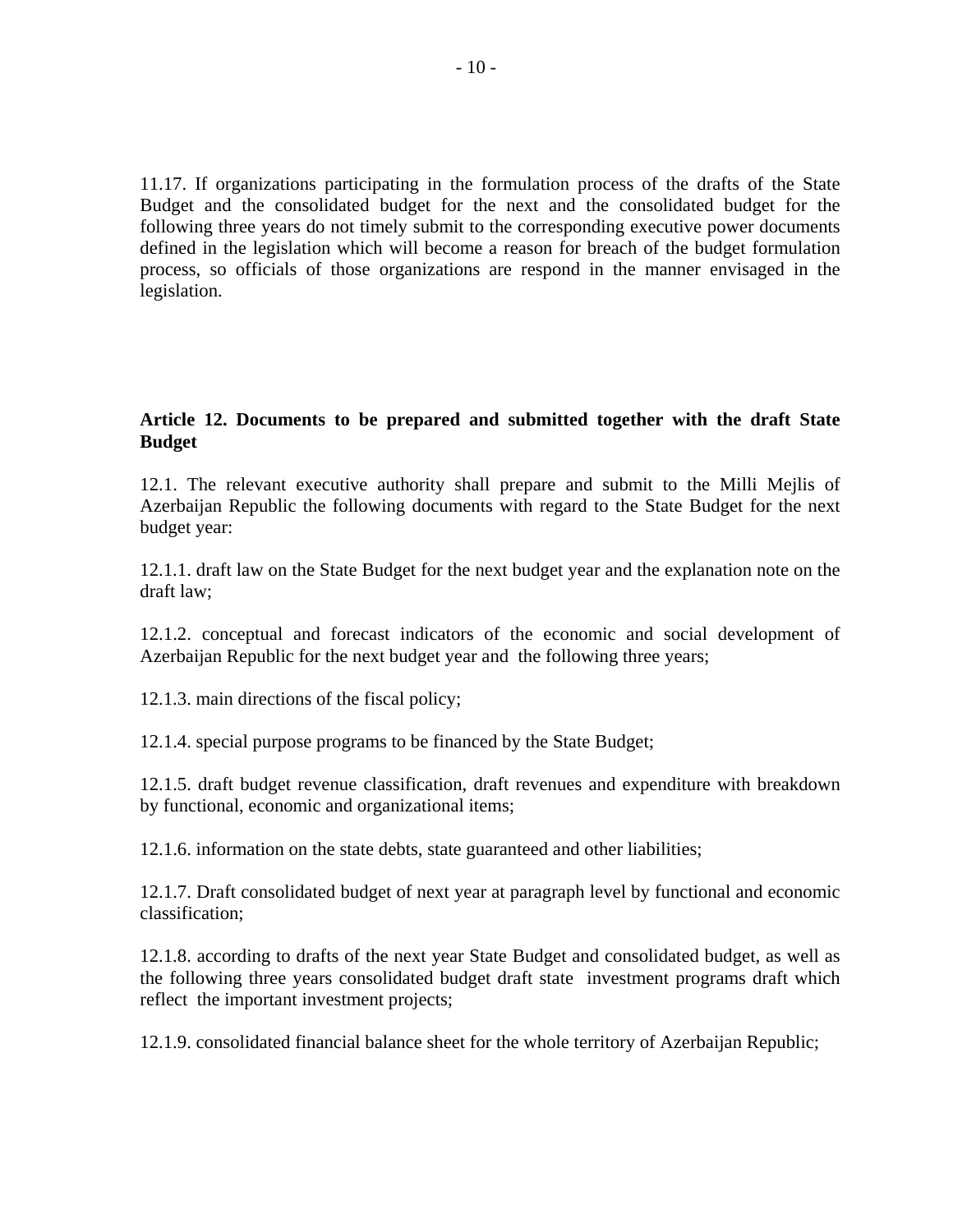11.17. If organizations participating in the formulation process of the drafts of the State Budget and the consolidated budget for the next and the consolidated budget for the following three years do not timely submit to the corresponding executive power documents defined in the legislation which will become a reason for breach of the budget formulation process, so officials of those organizations are respond in the manner envisaged in the legislation.

**Article 12. Documents to be prepared and submitted together with the draft State Budget**

12.1. The relevant executive authority shall prepare and submit to the Milli Mejlis of Azerbaijan Republic the following documents with regard to the State Budget for the next budget year:

12.1.1. draft law on the State Budget for the next budget year and the explanation note on the draft law;

12.1.2. conceptual and forecast indicators of the economic and social development of Azerbaijan Republic for the next budget year and the following three years;

12.1.3. main directions of the fiscal policy;

12.1.4. special purpose programs to be financed by the State Budget;

12.1.5. draft budget revenue classification, draft revenues and expenditure with breakdown by functional, economic and organizational items;

12.1.6. information on the state debts, state guaranteed and other liabilities;

12.1.7. Draft consolidated budget of next year at paragraph level by functional and economic classification;

12.1.8. according to drafts of the next year State Budget and consolidated budget, as well as the following three years consolidated budget draft state investment programs draft which reflect the important investment projects;

12.1.9. consolidated financial balance sheet for the whole territory of Azerbaijan Republic;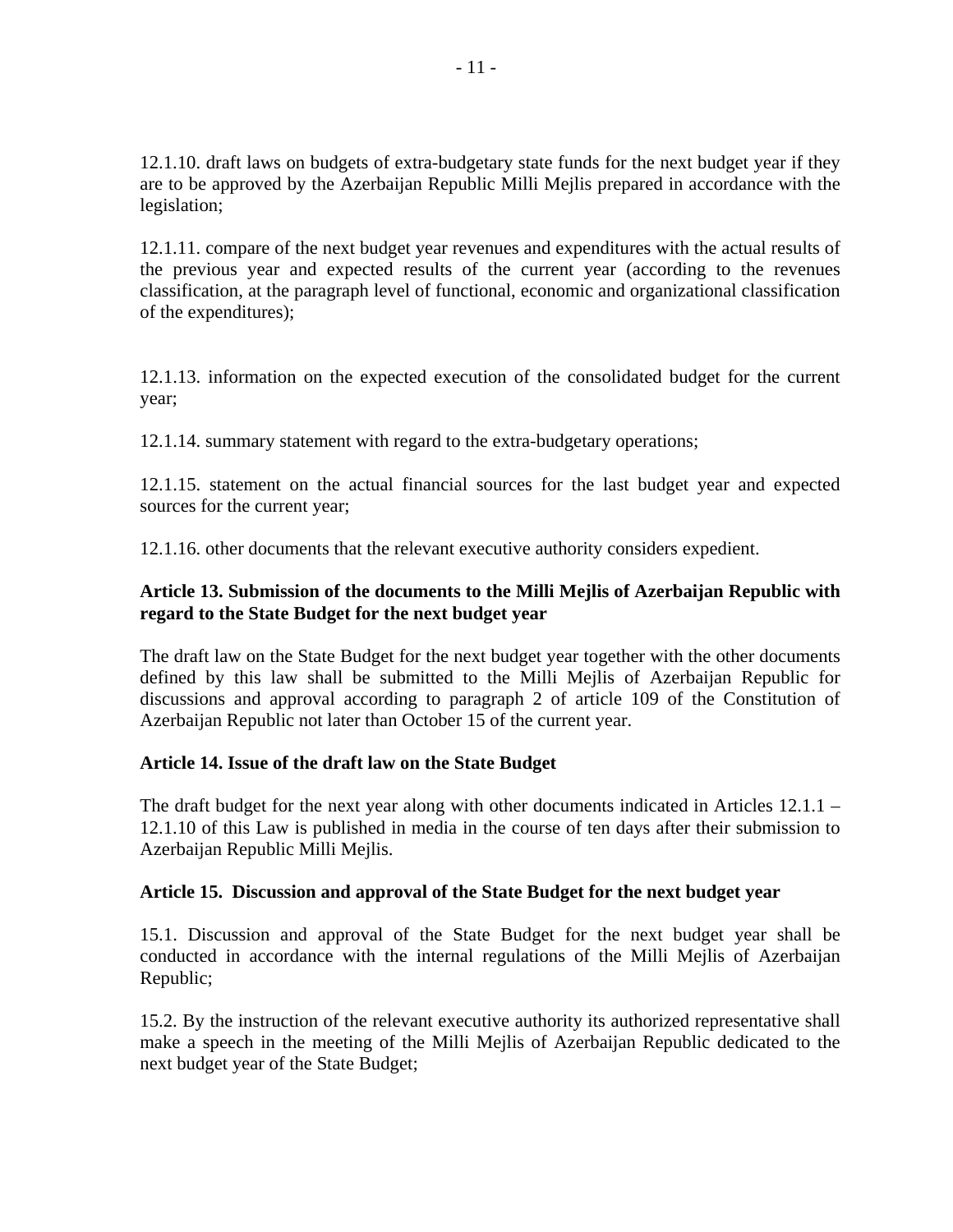12.1.10. draft laws on budgets of extra-budgetary state funds for the next budget year if they are to be approved by the Azerbaijan Republic Milli Mejlis prepared in accordance with the legislation;

12.1.11. compare of the next budget year revenues and expenditures with the actual results of the previous year and expected results of the current year (according to the revenues classification, at the paragraph level of functional, economic and organizational classification of the expenditures);

12.1.13. information on the expected execution of the consolidated budget for the current year;

12.1.14. summary statement with regard to the extra-budgetary operations;

12.1.15. statement on the actual financial sources for the last budget year and expected sources for the current year;

12.1.16. other documents that the relevant executive authority considers expedient.

**Article 13. Submission of the documents to the Milli Mejlis of Azerbaijan Republic with regard to the State Budget for the next budget year**

The draft law on the State Budget for the next budget year together with the other documents defined by this law shall be submitted to the Milli Mejlis of Azerbaijan Republic for discussions and approval according to paragraph 2 of article 109 of the Constitution of Azerbaijan Republic not later than October 15 of the current year.

**Article 14. Issue of the draft law on the State Budget**

The draft budget for the next year along with other documents indicated in Articles 12.1.1 – 12.1.10 of this Law is published in media in the course of ten days after their submission to Azerbaijan Republic Milli Mejlis.

**Article 15. Discussion and approval of the State Budget for the next budget year**

15.1. Discussion and approval of the State Budget for the next budget year shall be conducted in accordance with the internal regulations of the Milli Mejlis of Azerbaijan Republic;

15.2. By the instruction of the relevant executive authority its authorized representative shall make a speech in the meeting of the Milli Mejlis of Azerbaijan Republic dedicated to the next budget year of the State Budget;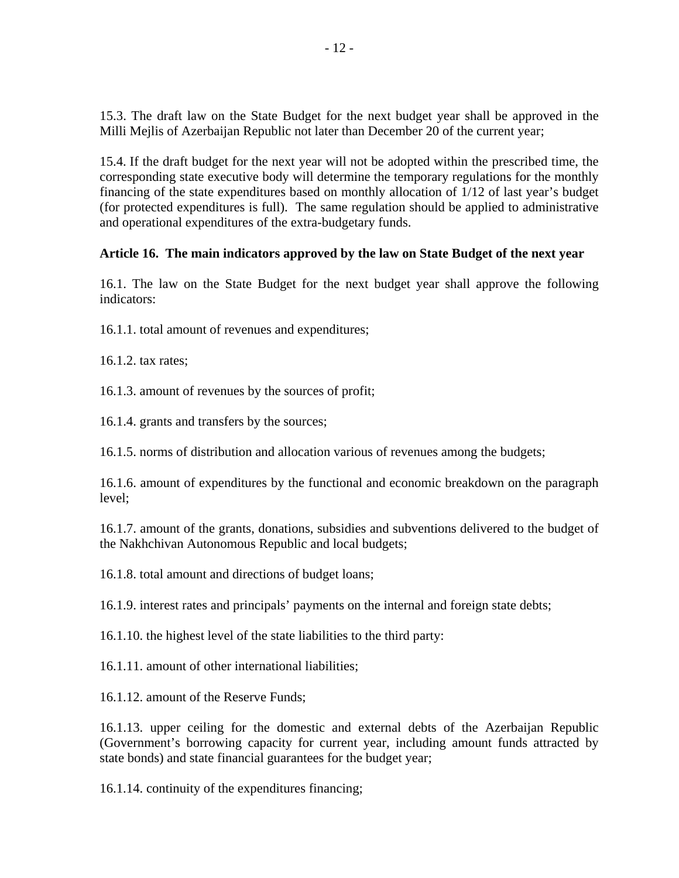15.3. The draft law on the State Budget for the next budget year shall be approved in the Milli Mejlis of Azerbaijan Republic not later than December 20 of the current year;

15.4. If the draft budget for the next year will not be adopted within the prescribed time, the corresponding state executive body will determine the temporary regulations for the monthly financing of the state expenditures based on monthly allocation of 1/12 of last year's budget (for protected expenditures is full). The same regulation should be applied to administrative and operational expenditures of the extra-budgetary funds.

**Article 16. The main indicators approved by the law on State Budget of the next year**

16.1. The law on the State Budget for the next budget year shall approve the following indicators:

16.1.1. total amount of revenues and expenditures;

16.1.2. tax rates;

16.1.3. amount of revenues by the sources of profit;

16.1.4. grants and transfers by the sources;

16.1.5. norms of distribution and allocation various of revenues among the budgets;

16.1.6. amount of expenditures by the functional and economic breakdown on the paragraph level;

16.1.7. amount of the grants, donations, subsidies and subventions delivered to the budget of the Nakhchivan Autonomous Republic and local budgets;

16.1.8. total amount and directions of budget loans;

16.1.9. interest rates and principals' payments on the internal and foreign state debts;

16.1.10. the highest level of the state liabilities to the third party:

16.1.11. amount of other international liabilities;

16.1.12. amount of the Reserve Funds;

16.1.13. upper ceiling for the domestic and external debts of the Azerbaijan Republic (Government's borrowing capacity for current year, including amount funds attracted by state bonds) and state financial guarantees for the budget year;

16.1.14. continuity of the expenditures financing;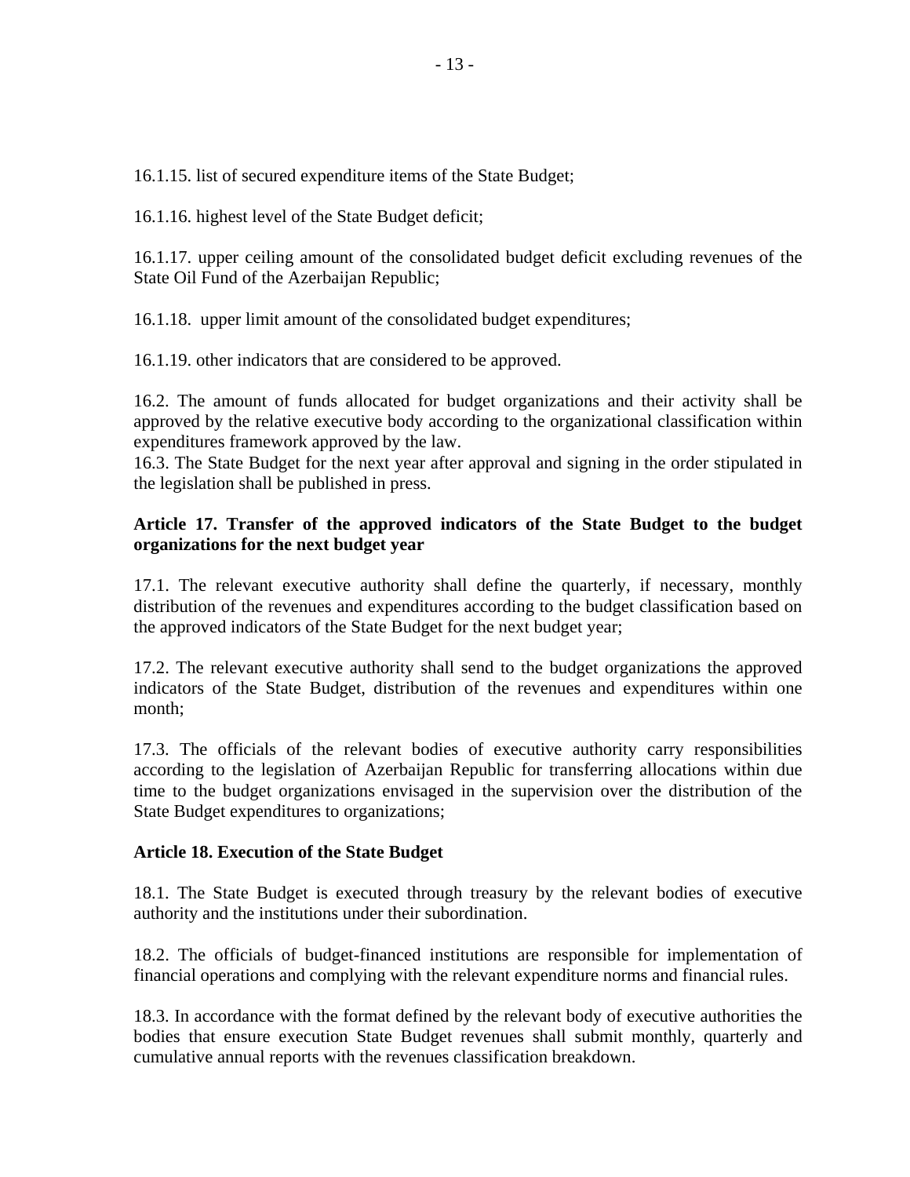16.1.15. list of secured expenditure items of the State Budget;

16.1.16. highest level of the State Budget deficit;

16.1.17. upper ceiling amount of the consolidated budget deficit excluding revenues of the State Oil Fund of the Azerbaijan Republic;

16.1.18. upper limit amount of the consolidated budget expenditures;

16.1.19. other indicators that are considered to be approved.

16.2. The amount of funds allocated for budget organizations and their activity shall be approved by the relative executive body according to the organizational classification within expenditures framework approved by the law.

16.3. The State Budget for the next year after approval and signing in the order stipulated in the legislation shall be published in press.

**Article 17. Transfer of the approved indicators of the State Budget to the budget organizations for the next budget year**

17.1. The relevant executive authority shall define the quarterly, if necessary, monthly distribution of the revenues and expenditures according to the budget classification based on the approved indicators of the State Budget for the next budget year;

17.2. The relevant executive authority shall send to the budget organizations the approved indicators of the State Budget, distribution of the revenues and expenditures within one month;

17.3. The officials of the relevant bodies of executive authority carry responsibilities according to the legislation of Azerbaijan Republic for transferring allocations within due time to the budget organizations envisaged in the supervision over the distribution of the State Budget expenditures to organizations;

**Article 18. Execution of the State Budget**

18.1. The State Budget is executed through treasury by the relevant bodies of executive authority and the institutions under their subordination.

18.2. The officials of budget-financed institutions are responsible for implementation of financial operations and complying with the relevant expenditure norms and financial rules.

18.3. In accordance with the format defined by the relevant body of executive authorities the bodies that ensure execution State Budget revenues shall submit monthly, quarterly and cumulative annual reports with the revenues classification breakdown.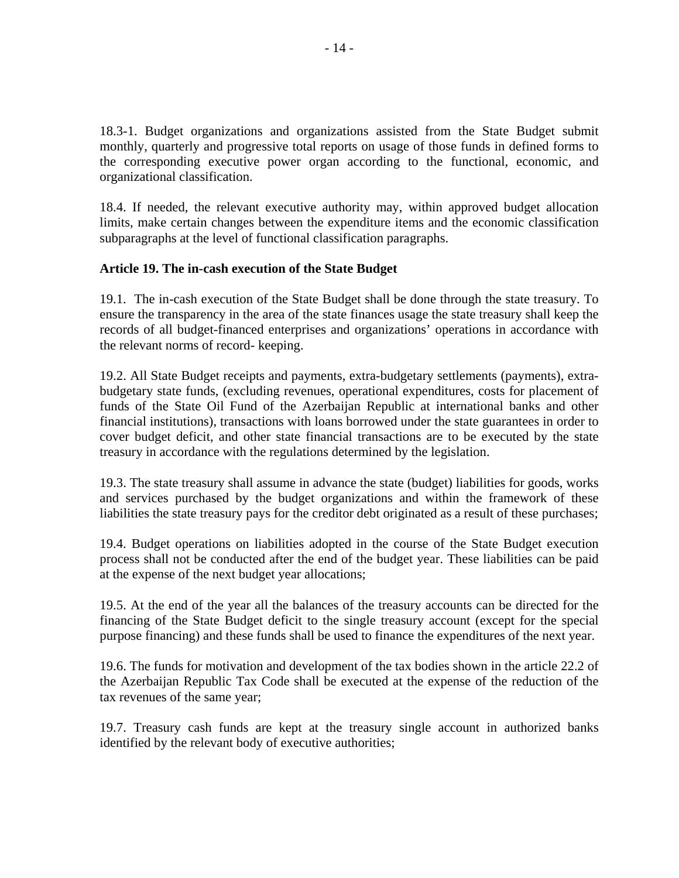18.3-1. Budget organizations and organizations assisted from the State Budget submit monthly, quarterly and progressive total reports on usage of those funds in defined forms to the corresponding executive power organ according to the functional, economic, and organizational classification.

18.4. If needed, the relevant executive authority may, within approved budget allocation limits, make certain changes between the expenditure items and the economic classification subparagraphs at the level of functional classification paragraphs.

**Article 19. The in-cash execution of the State Budget**

19.1. The in-cash execution of the State Budget shall be done through the state treasury. To ensure the transparency in the area of the state finances usage the state treasury shall keep the records of all budget-financed enterprises and organizations' operations in accordance with the relevant norms of record- keeping.

19.2. All State Budget receipts and payments, extra-budgetary settlements (payments), extra-budgetary state funds, (excluding revenues, operational expenditures, costs for placement of funds of the State Oil Fund of the Azerbaijan Republic at international banks and other financial institutions), transactions with loans borrowed under the state guarantees in order to cover budget deficit, and other state financial transactions are to be executed by the state treasury in accordance with the regulations determined by the legislation.

19.3. The state treasury shall assume in advance the state (budget) liabilities for goods, works and services purchased by the budget organizations and within the framework of these liabilities the state treasury pays for the creditor debt originated as a result of these purchases;

19.4. Budget operations on liabilities adopted in the course of the State Budget execution process shall not be conducted after the end of the budget year. These liabilities can be paid at the expense of the next budget year allocations;

19.5. At the end of the year all the balances of the treasury accounts can be directed for the financing of the State Budget deficit to the single treasury account (except for the special purpose financing) and these funds shall be used to finance the expenditures of the next year.

19.6. The funds for motivation and development of the tax bodies shown in the article 22.2 of the Azerbaijan Republic Tax Code shall be executed at the expense of the reduction of the tax revenues of the same year;

19.7. Treasury cash funds are kept at the treasury single account in authorized banks identified by the relevant body of executive authorities;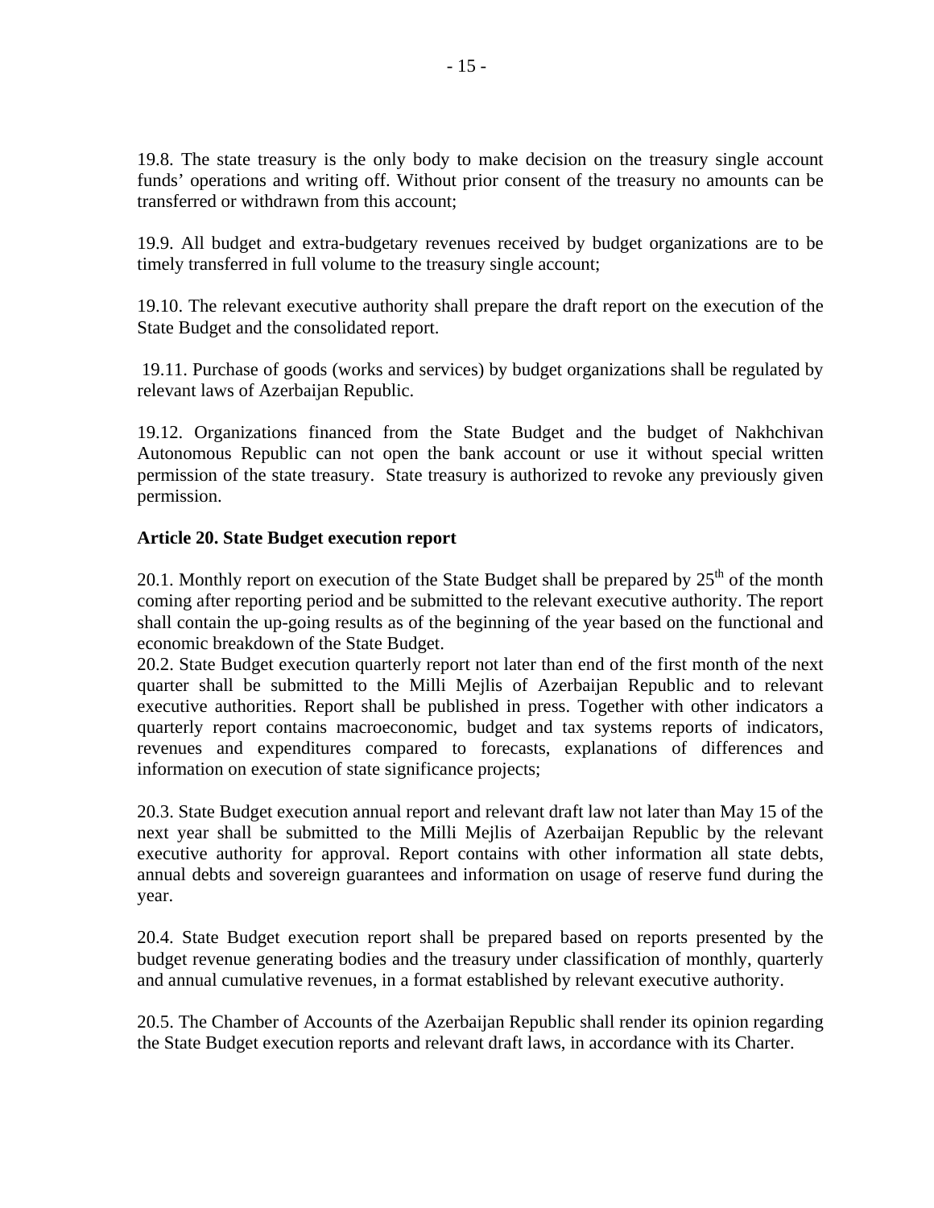19.8. The state treasury is the only body to make decision on the treasury single account funds' operations and writing off. Without prior consent of the treasury no amounts can be transferred or withdrawn from this account;

19.9. All budget and extra-budgetary revenues received by budget organizations are to be timely transferred in full volume to the treasury single account;

19.10. The relevant executive authority shall prepare the draft report on the execution of the State Budget and the consolidated report.

19.11. Purchase of goods (works and services) by budget organizations shall be regulated by relevant laws of Azerbaijan Republic.

19.12. Organizations financed from the State Budget and the budget of Nakhchivan Autonomous Republic can not open the bank account or use it without special written permission of the state treasury. State treasury is authorized to revoke any previously given permission.

**Article 20. State Budget execution report**

20.1. Monthly report on execution of the State Budget shall be prepared by 25th of the month coming after reporting period and be submitted to the relevant executive authority. The report shall contain the up-going results as of the beginning of the year based on the functional and economic breakdown of the State Budget.

20.2. State Budget execution quarterly report not later than end of the first month of the next quarter shall be submitted to the Milli Mejlis of Azerbaijan Republic and to relevant executive authorities. Report shall be published in press. Together with other indicators a quarterly report contains macroeconomic, budget and tax systems reports of indicators, revenues and expenditures compared to forecasts, explanations of differences and information on execution of state significance projects;

20.3. State Budget execution annual report and relevant draft law not later than May 15 of the next year shall be submitted to the Milli Mejlis of Azerbaijan Republic by the relevant executive authority for approval. Report contains with other information all state debts, annual debts and sovereign guarantees and information on usage of reserve fund during the year.

20.4. State Budget execution report shall be prepared based on reports presented by the budget revenue generating bodies and the treasury under classification of monthly, quarterly and annual cumulative revenues, in a format established by relevant executive authority.

20.5. The Chamber of Accounts of the Azerbaijan Republic shall render its opinion regarding the State Budget execution reports and relevant draft laws, in accordance with its Charter.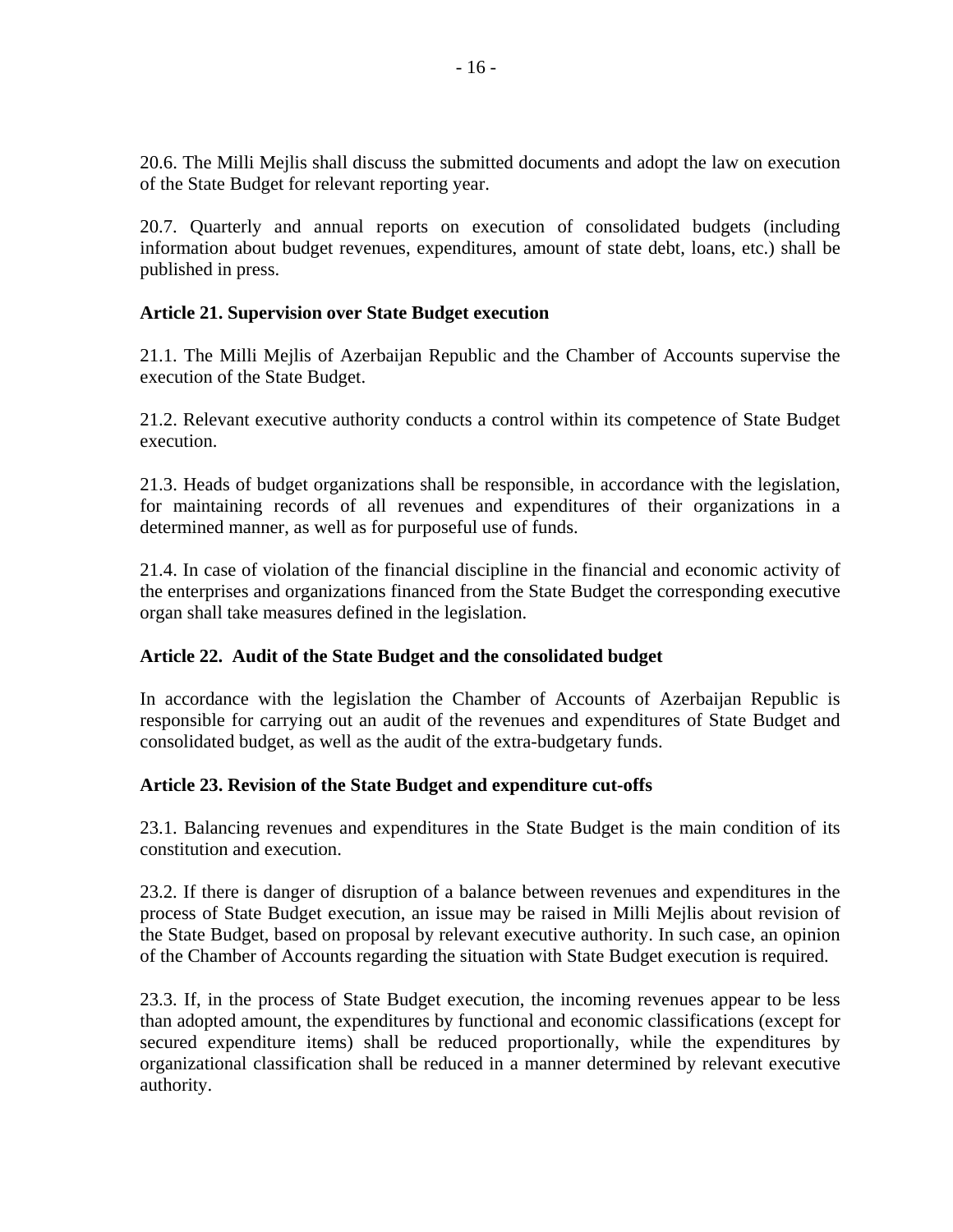20.6. The Milli Mejlis shall discuss the submitted documents and adopt the law on execution of the State Budget for relevant reporting year.

20.7. Quarterly and annual reports on execution of consolidated budgets (including information about budget revenues, expenditures, amount of state debt, loans, etc.) shall be published in press.

**Article 21. Supervision over State Budget execution**

21.1. The Milli Mejlis of Azerbaijan Republic and the Chamber of Accounts supervise the execution of the State Budget.

21.2. Relevant executive authority conducts a control within its competence of State Budget execution.

21.3. Heads of budget organizations shall be responsible, in accordance with the legislation, for maintaining records of all revenues and expenditures of their organizations in a determined manner, as well as for purposeful use of funds.

21.4. In case of violation of the financial discipline in the financial and economic activity of the enterprises and organizations financed from the State Budget the corresponding executive organ shall take measures defined in the legislation.

**Article 22. Audit of the State Budget and the consolidated budget**

In accordance with the legislation the Chamber of Accounts of Azerbaijan Republic is responsible for carrying out an audit of the revenues and expenditures of State Budget and consolidated budget, as well as the audit of the extra-budgetary funds.

**Article 23. Revision of the State Budget and expenditure cut-offs**

23.1. Balancing revenues and expenditures in the State Budget is the main condition of its constitution and execution.

23.2. If there is danger of disruption of a balance between revenues and expenditures in the process of State Budget execution, an issue may be raised in Milli Mejlis about revision of the State Budget, based on proposal by relevant executive authority. In such case, an opinion of the Chamber of Accounts regarding the situation with State Budget execution is required.

23.3. If, in the process of State Budget execution, the incoming revenues appear to be less than adopted amount, the expenditures by functional and economic classifications (except for secured expenditure items) shall be reduced proportionally, while the expenditures by organizational classification shall be reduced in a manner determined by relevant executive authority.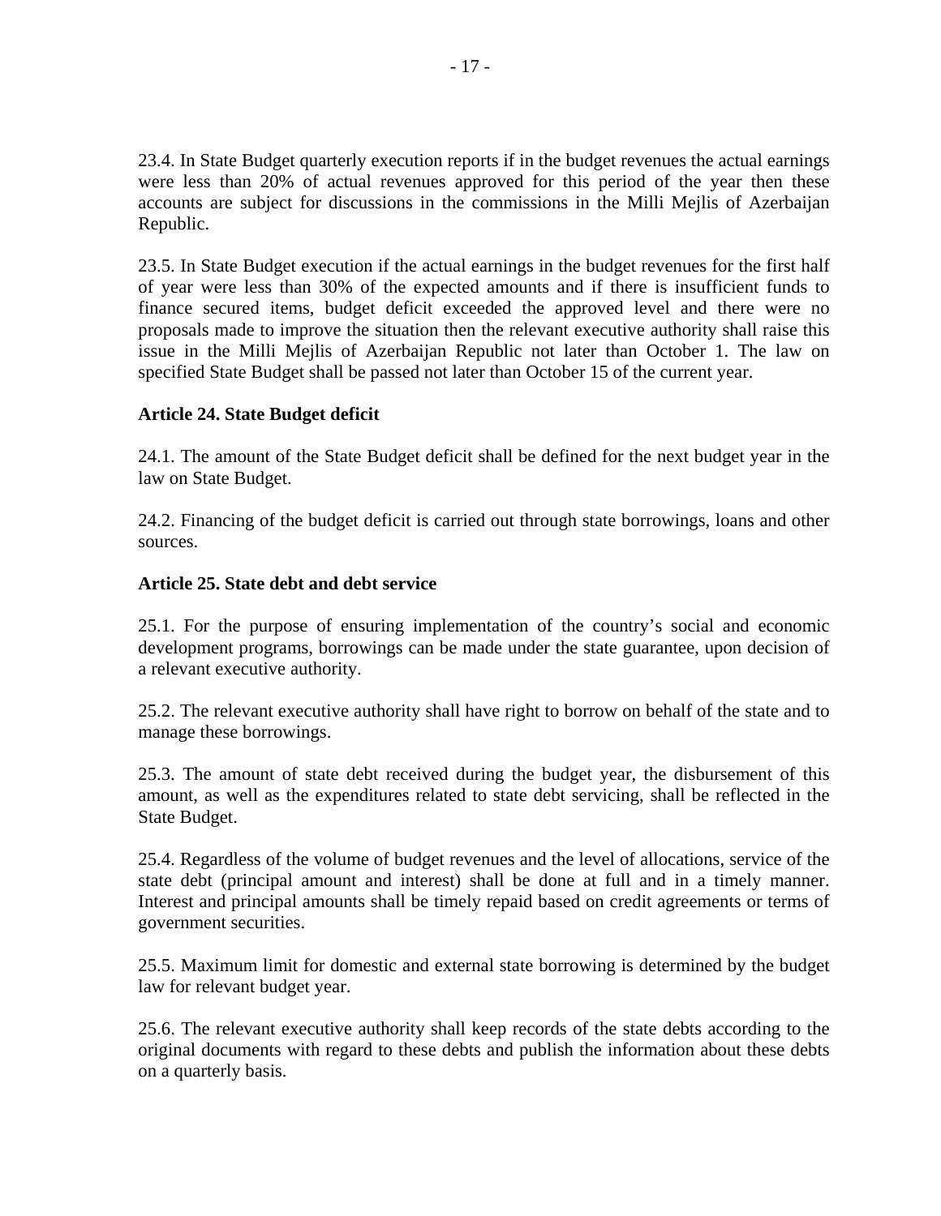23.4. In State Budget quarterly execution reports if in the budget revenues the actual earnings were less than 20% of actual revenues approved for this period of the year then these accounts are subject for discussions in the commissions in the Milli Mejlis of Azerbaijan Republic.

23.5. In State Budget execution if the actual earnings in the budget revenues for the first half of year were less than 30% of the expected amounts and if there is insufficient funds to finance secured items, budget deficit exceeded the approved level and there were no proposals made to improve the situation then the relevant executive authority shall raise this issue in the Milli Mejlis of Azerbaijan Republic not later than October 1. The law on specified State Budget shall be passed not later than October 15 of the current year.

**Article 24. State Budget deficit**

24.1. The amount of the State Budget deficit shall be defined for the next budget year in the law on State Budget.

24.2. Financing of the budget deficit is carried out through state borrowings, loans and other sources.

**Article 25. State debt and debt service**

25.1. For the purpose of ensuring implementation of the country's social and economic development programs, borrowings can be made under the state guarantee, upon decision of a relevant executive authority.

25.2. The relevant executive authority shall have right to borrow on behalf of the state and to manage these borrowings.

25.3. The amount of state debt received during the budget year, the disbursement of this amount, as well as the expenditures related to state debt servicing, shall be reflected in the State Budget.

25.4. Regardless of the volume of budget revenues and the level of allocations, service of the state debt (principal amount and interest) shall be done at full and in a timely manner. Interest and principal amounts shall be timely repaid based on credit agreements or terms of government securities.

25.5. Maximum limit for domestic and external state borrowing is determined by the budget law for relevant budget year.

25.6. The relevant executive authority shall keep records of the state debts according to the original documents with regard to these debts and publish the information about these debts on a quarterly basis.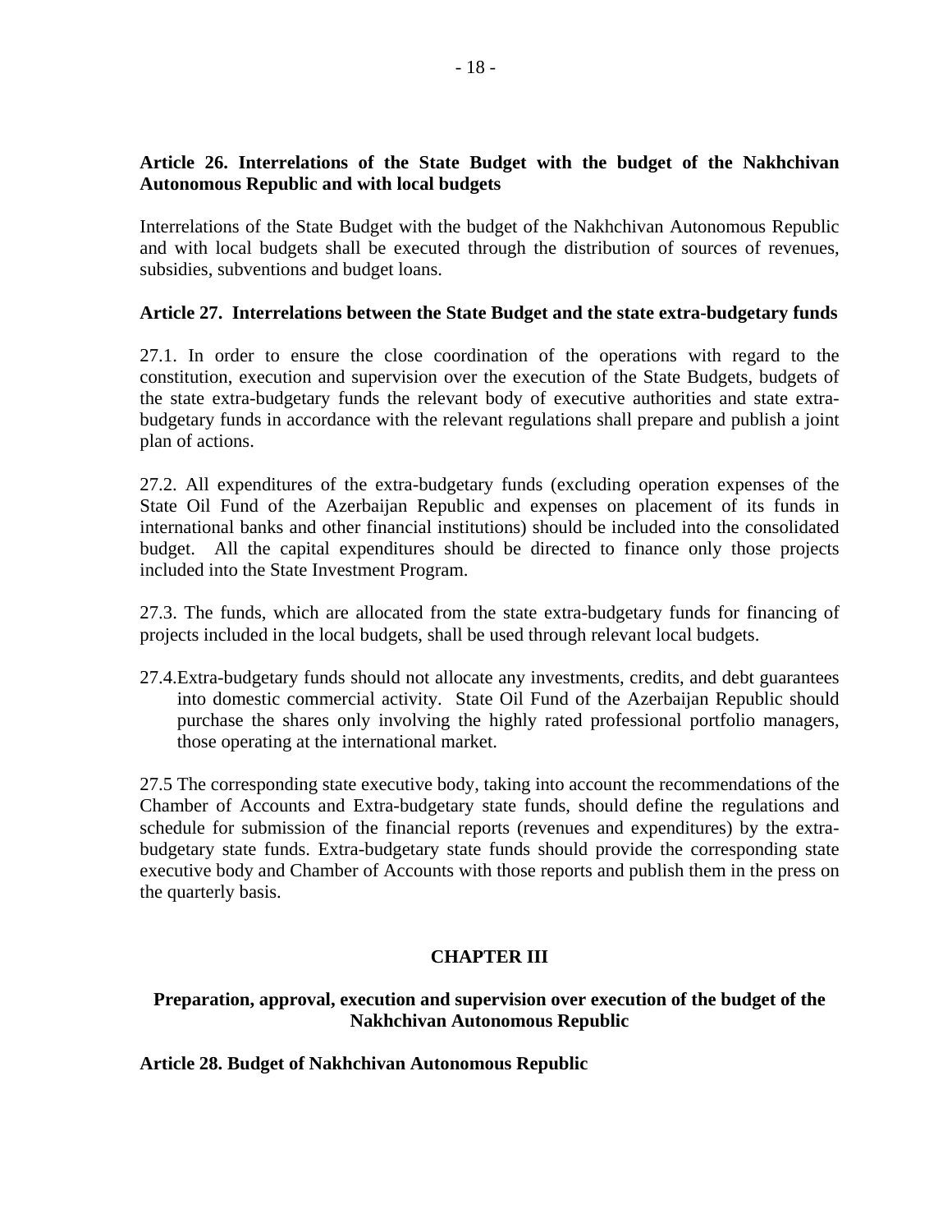**Article 26. Interrelations of the State Budget with the budget of the Nakhchivan Autonomous Republic and with local budgets**

Interrelations of the State Budget with the budget of the Nakhchivan Autonomous Republic and with local budgets shall be executed through the distribution of sources of revenues, subsidies, subventions and budget loans.

**Article 27. Interrelations between the State Budget and the state extra-budgetary funds**

27.1. In order to ensure the close coordination of the operations with regard to the constitution, execution and supervision over the execution of the State Budgets, budgets of the state extra-budgetary funds the relevant body of executive authorities and state extra-budgetary funds in accordance with the relevant regulations shall prepare and publish a joint plan of actions.

27.2. All expenditures of the extra-budgetary funds (excluding operation expenses of the State Oil Fund of the Azerbaijan Republic and expenses on placement of its funds in international banks and other financial institutions) should be included into the consolidated budget. All the capital expenditures should be directed to finance only those projects included into the State Investment Program.

27.3. The funds, which are allocated from the state extra-budgetary funds for financing of projects included in the local budgets, shall be used through relevant local budgets.

27.4.Extra-budgetary funds should not allocate any investments, credits, and debt guarantees into domestic commercial activity. State Oil Fund of the Azerbaijan Republic should purchase the shares only involving the highly rated professional portfolio managers, those operating at the international market.

27.5 The corresponding state executive body, taking into account the recommendations of the Chamber of Accounts and Extra-budgetary state funds, should define the regulations and schedule for submission of the financial reports (revenues and expenditures) by the extra-budgetary state funds. Extra-budgetary state funds should provide the corresponding state executive body and Chamber of Accounts with those reports and publish them in the press on the quarterly basis.

## CHAPTER III

### Preparation, approval, execution and supervision over execution of the budget of the Nakhchivan Autonomous Republic

**Article 28. Budget of Nakhchivan Autonomous Republic**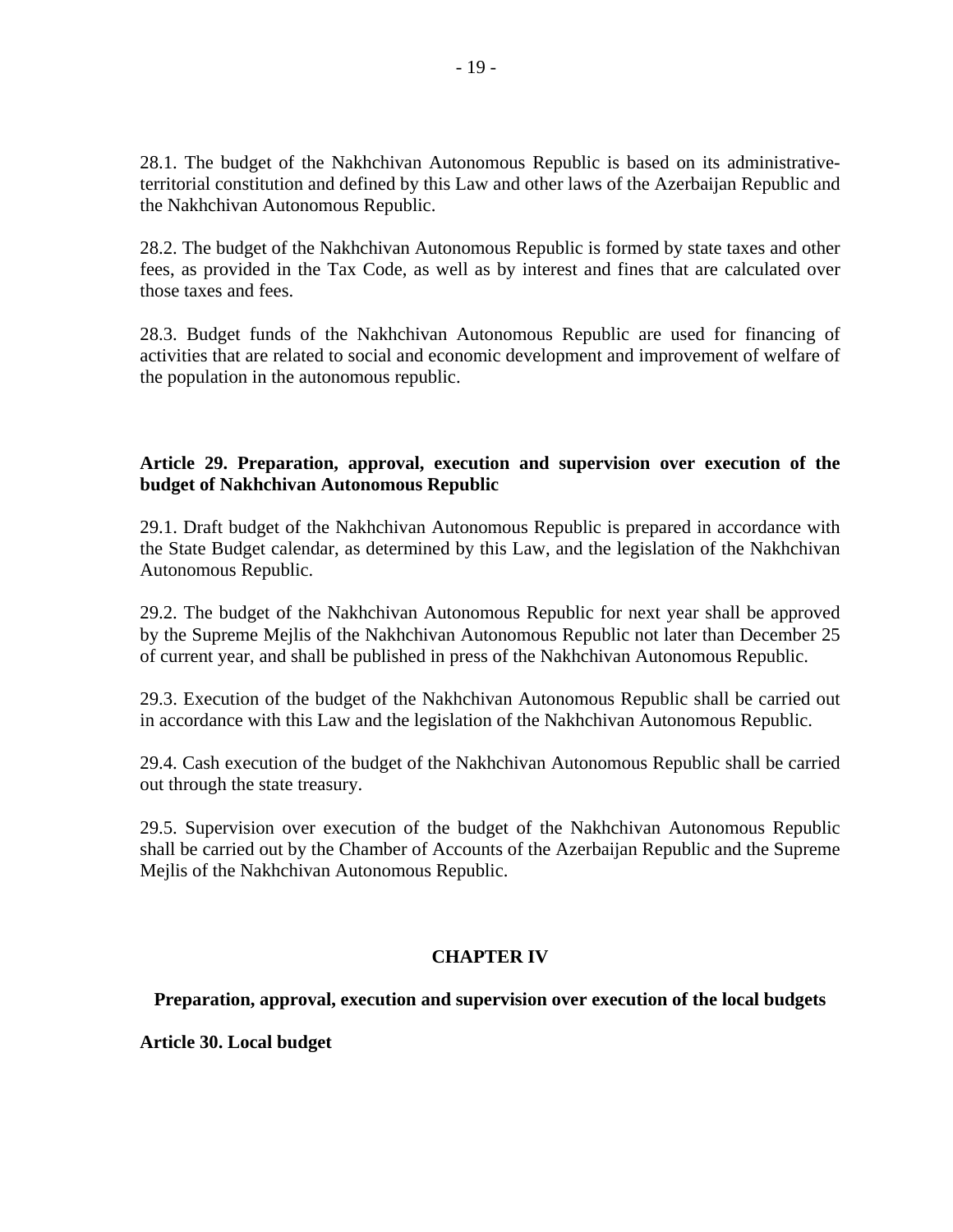28.1. The budget of the Nakhchivan Autonomous Republic is based on its administrative-territorial constitution and defined by this Law and other laws of the Azerbaijan Republic and the Nakhchivan Autonomous Republic.

28.2. The budget of the Nakhchivan Autonomous Republic is formed by state taxes and other fees, as provided in the Tax Code, as well as by interest and fines that are calculated over those taxes and fees.

28.3. Budget funds of the Nakhchivan Autonomous Republic are used for financing of activities that are related to social and economic development and improvement of welfare of the population in the autonomous republic.

**Article 29. Preparation, approval, execution and supervision over execution of the budget of Nakhchivan Autonomous Republic**

29.1. Draft budget of the Nakhchivan Autonomous Republic is prepared in accordance with the State Budget calendar, as determined by this Law, and the legislation of the Nakhchivan Autonomous Republic.

29.2. The budget of the Nakhchivan Autonomous Republic for next year shall be approved by the Supreme Mejlis of the Nakhchivan Autonomous Republic not later than December 25 of current year, and shall be published in press of the Nakhchivan Autonomous Republic.

29.3. Execution of the budget of the Nakhchivan Autonomous Republic shall be carried out in accordance with this Law and the legislation of the Nakhchivan Autonomous Republic.

29.4. Cash execution of the budget of the Nakhchivan Autonomous Republic shall be carried out through the state treasury.

29.5. Supervision over execution of the budget of the Nakhchivan Autonomous Republic shall be carried out by the Chamber of Accounts of the Azerbaijan Republic and the Supreme Mejlis of the Nakhchivan Autonomous Republic.

## CHAPTER IV

### Preparation, approval, execution and supervision over execution of the local budgets

**Article 30. Local budget**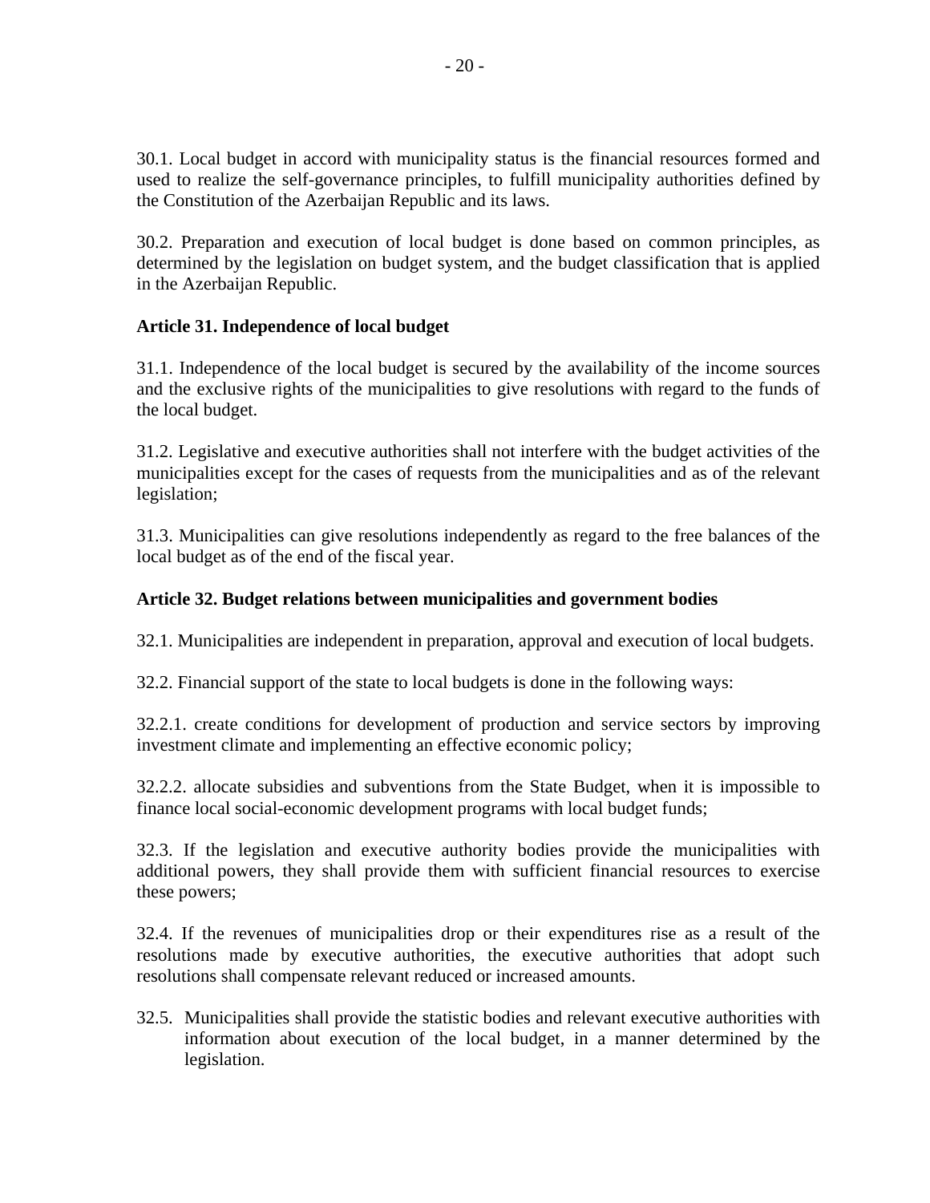30.1. Local budget in accord with municipality status is the financial resources formed and used to realize the self-governance principles, to fulfill municipality authorities defined by the Constitution of the Azerbaijan Republic and its laws.

30.2. Preparation and execution of local budget is done based on common principles, as determined by the legislation on budget system, and the budget classification that is applied in the Azerbaijan Republic.

**Article 31. Independence of local budget**

31.1. Independence of the local budget is secured by the availability of the income sources and the exclusive rights of the municipalities to give resolutions with regard to the funds of the local budget.

31.2. Legislative and executive authorities shall not interfere with the budget activities of the municipalities except for the cases of requests from the municipalities and as of the relevant legislation;

31.3. Municipalities can give resolutions independently as regard to the free balances of the local budget as of the end of the fiscal year.

**Article 32. Budget relations between municipalities and government bodies**

32.1. Municipalities are independent in preparation, approval and execution of local budgets.

32.2. Financial support of the state to local budgets is done in the following ways:

32.2.1. create conditions for development of production and service sectors by improving investment climate and implementing an effective economic policy;

32.2.2. allocate subsidies and subventions from the State Budget, when it is impossible to finance local social-economic development programs with local budget funds;

32.3. If the legislation and executive authority bodies provide the municipalities with additional powers, they shall provide them with sufficient financial resources to exercise these powers;

32.4. If the revenues of municipalities drop or their expenditures rise as a result of the resolutions made by executive authorities, the executive authorities that adopt such resolutions shall compensate relevant reduced or increased amounts.

32.5. Municipalities shall provide the statistic bodies and relevant executive authorities with information about execution of the local budget, in a manner determined by the legislation.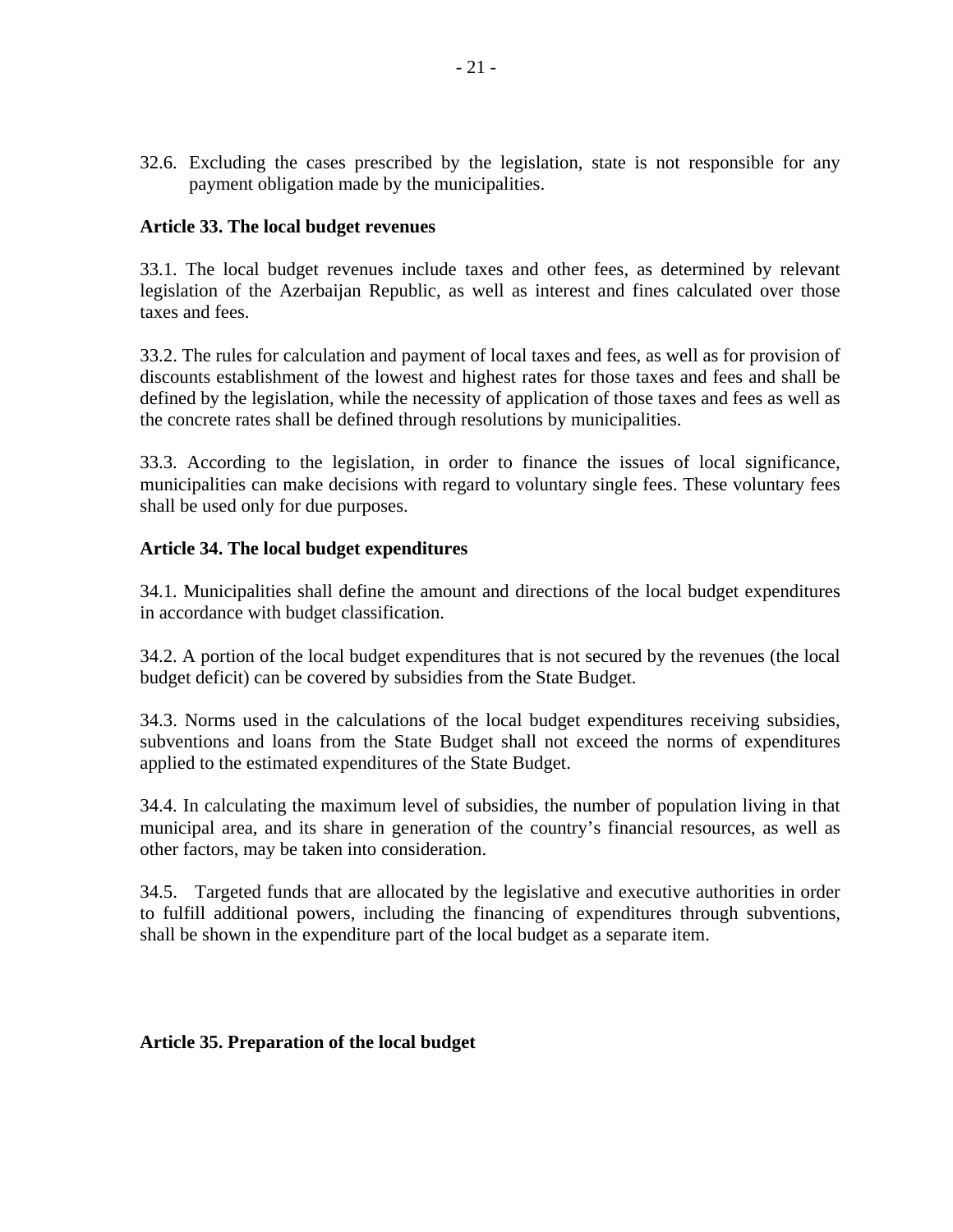32.6. Excluding the cases prescribed by the legislation, state is not responsible for any payment obligation made by the municipalities.

**Article 33. The local budget revenues**

33.1. The local budget revenues include taxes and other fees, as determined by relevant legislation of the Azerbaijan Republic, as well as interest and fines calculated over those taxes and fees.

33.2. The rules for calculation and payment of local taxes and fees, as well as for provision of discounts establishment of the lowest and highest rates for those taxes and fees and shall be defined by the legislation, while the necessity of application of those taxes and fees as well as the concrete rates shall be defined through resolutions by municipalities.

33.3. According to the legislation, in order to finance the issues of local significance, municipalities can make decisions with regard to voluntary single fees. These voluntary fees shall be used only for due purposes.

**Article 34. The local budget expenditures**

34.1. Municipalities shall define the amount and directions of the local budget expenditures in accordance with budget classification.

34.2. A portion of the local budget expenditures that is not secured by the revenues (the local budget deficit) can be covered by subsidies from the State Budget.

34.3. Norms used in the calculations of the local budget expenditures receiving subsidies, subventions and loans from the State Budget shall not exceed the norms of expenditures applied to the estimated expenditures of the State Budget.

34.4. In calculating the maximum level of subsidies, the number of population living in that municipal area, and its share in generation of the country's financial resources, as well as other factors, may be taken into consideration.

34.5. Targeted funds that are allocated by the legislative and executive authorities in order to fulfill additional powers, including the financing of expenditures through subventions, shall be shown in the expenditure part of the local budget as a separate item.

**Article 35. Preparation of the local budget**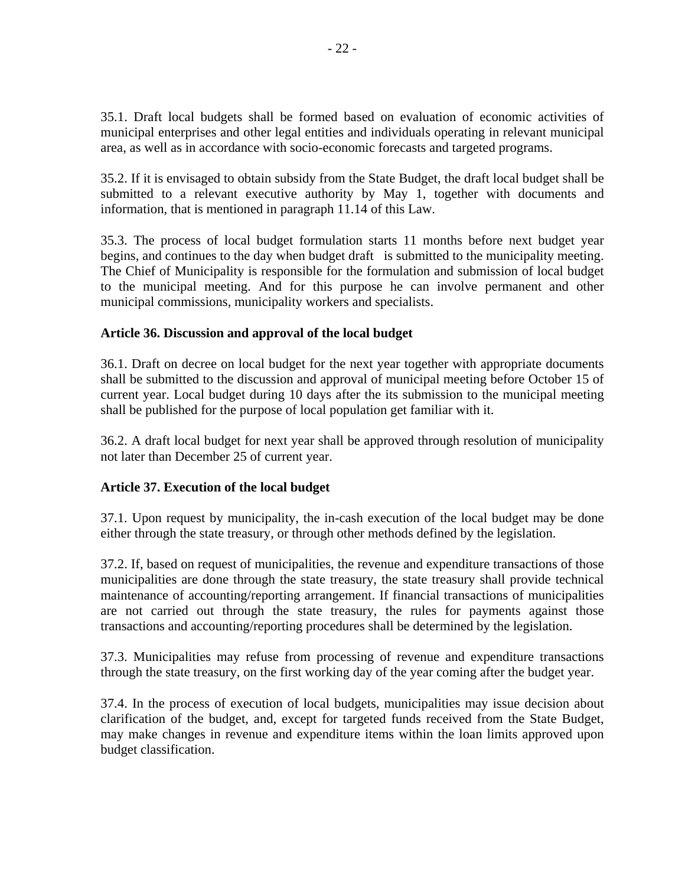35.1. Draft local budgets shall be formed based on evaluation of economic activities of municipal enterprises and other legal entities and individuals operating in relevant municipal area, as well as in accordance with socio-economic forecasts and targeted programs.

35.2. If it is envisaged to obtain subsidy from the State Budget, the draft local budget shall be submitted to a relevant executive authority by May 1, together with documents and information, that is mentioned in paragraph 11.14 of this Law.

35.3. The process of local budget formulation starts 11 months before next budget year begins, and continues to the day when budget draft is submitted to the municipality meeting. The Chief of Municipality is responsible for the formulation and submission of local budget to the municipal meeting. And for this purpose he can involve permanent and other municipal commissions, municipality workers and specialists.

**Article 36. Discussion and approval of the local budget**

36.1. Draft on decree on local budget for the next year together with appropriate documents shall be submitted to the discussion and approval of municipal meeting before October 15 of current year. Local budget during 10 days after the its submission to the municipal meeting shall be published for the purpose of local population get familiar with it.

36.2. A draft local budget for next year shall be approved through resolution of municipality not later than December 25 of current year.

**Article 37. Execution of the local budget**

37.1. Upon request by municipality, the in-cash execution of the local budget may be done either through the state treasury, or through other methods defined by the legislation.

37.2. If, based on request of municipalities, the revenue and expenditure transactions of those municipalities are done through the state treasury, the state treasury shall provide technical maintenance of accounting/reporting arrangement. If financial transactions of municipalities are not carried out through the state treasury, the rules for payments against those transactions and accounting/reporting procedures shall be determined by the legislation.

37.3. Municipalities may refuse from processing of revenue and expenditure transactions through the state treasury, on the first working day of the year coming after the budget year.

37.4. In the process of execution of local budgets, municipalities may issue decision about clarification of the budget, and, except for targeted funds received from the State Budget, may make changes in revenue and expenditure items within the loan limits approved upon budget classification.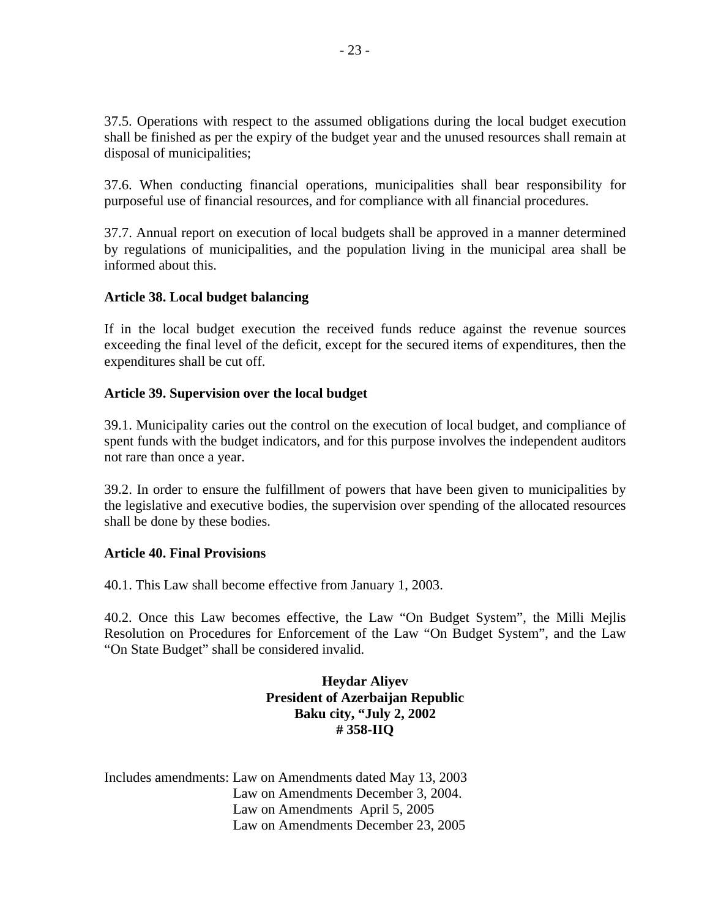37.5. Operations with respect to the assumed obligations during the local budget execution shall be finished as per the expiry of the budget year and the unused resources shall remain at disposal of municipalities;

37.6. When conducting financial operations, municipalities shall bear responsibility for purposeful use of financial resources, and for compliance with all financial procedures.

37.7. Annual report on execution of local budgets shall be approved in a manner determined by regulations of municipalities, and the population living in the municipal area shall be informed about this.

**Article 38. Local budget balancing**

If in the local budget execution the received funds reduce against the revenue sources exceeding the final level of the deficit, except for the secured items of expenditures, then the expenditures shall be cut off.

**Article 39. Supervision over the local budget**

39.1. Municipality caries out the control on the execution of local budget, and compliance of spent funds with the budget indicators, and for this purpose involves the independent auditors not rare than once a year.

39.2. In order to ensure the fulfillment of powers that have been given to municipalities by the legislative and executive bodies, the supervision over spending of the allocated resources shall be done by these bodies.

**Article 40. Final Provisions**

40.1. This Law shall become effective from January 1, 2003.

40.2. Once this Law becomes effective, the Law "On Budget System", the Milli Mejlis Resolution on Procedures for Enforcement of the Law "On Budget System", and the Law "On State Budget" shall be considered invalid.

**Heydar Aliyev**
**President of Azerbaijan Republic**
**Baku city, "July 2, 2002**
**# 358-IIQ**

Includes amendments: Law on Amendments dated May 13, 2003
Law on Amendments December 3, 2004.
Law on Amendments April 5, 2005
Law on Amendments December 23, 2005